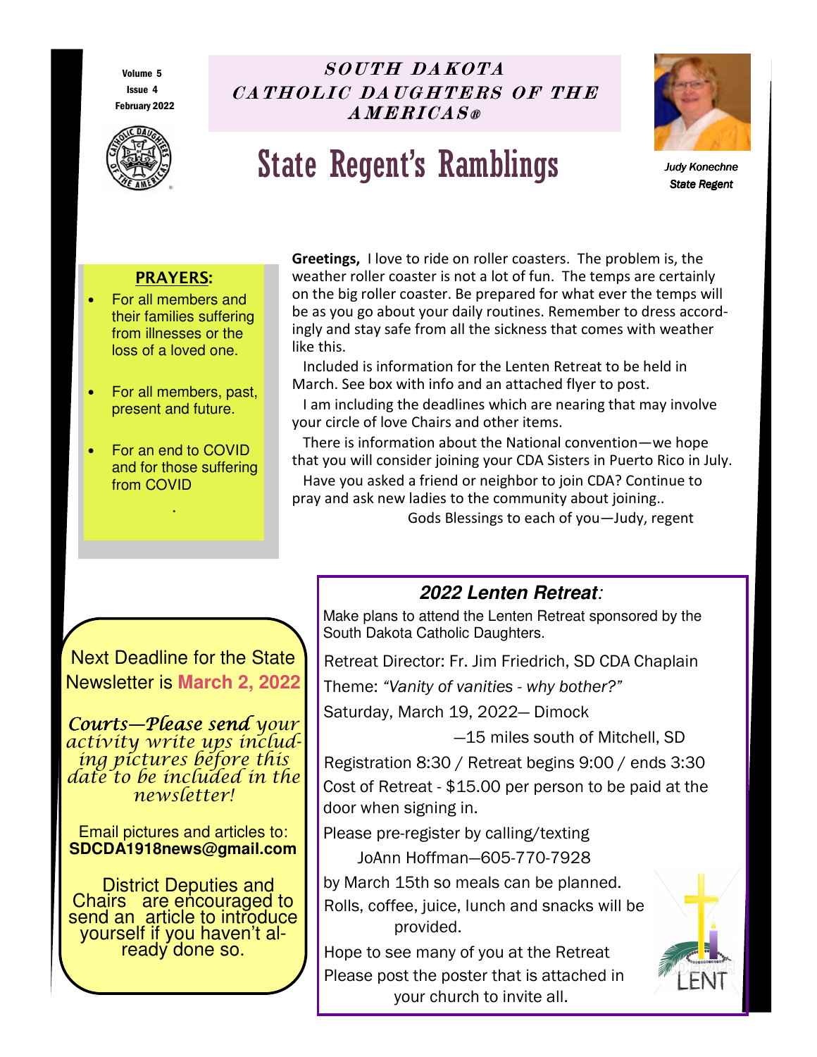Volume 5
Issue 4
February 2022

*SOUTH DAKOTA CATHOLIC DAUGHTERS OF THE AMERICAS®*

# State Regent's Ramblings

*Judy Konechne*
*State Regent*

## PRAYERS:

- For all members and their families suffering from illnesses or the loss of a loved one.
- For all members, past, present and future.
- For an end to COVID and for those suffering from COVID

**Greetings,** I love to ride on roller coasters. The problem is, the weather roller coaster is not a lot of fun. The temps are certainly on the big roller coaster. Be prepared for what ever the temps will be as you go about your daily routines. Remember to dress accordingly and stay safe from all the sickness that comes with weather like this.

Included is information for the Lenten Retreat to be held in March. See box with info and an attached flyer to post.

I am including the deadlines which are nearing that may involve your circle of love Chairs and other items.

There is information about the National convention—we hope that you will consider joining your CDA Sisters in Puerto Rico in July.

Have you asked a friend or neighbor to join CDA? Continue to pray and ask new ladies to the community about joining..

Gods Blessings to each of you—Judy, regent

Next Deadline for the State Newsletter is **March 2, 2022**

*Courts—Please send your activity write ups including pictures before this date to be included in the newsletter!*

Email pictures and articles to:
**SDCDA1918news@gmail.com**

District Deputies and Chairs are encouraged to send an article to introduce yourself if you haven't already done so.

## *2022 Lenten Retreat:*

Make plans to attend the Lenten Retreat sponsored by the South Dakota Catholic Daughters.

Retreat Director: Fr. Jim Friedrich, SD CDA Chaplain

Theme: *"Vanity of vanities - why bother?"*

Saturday, March 19, 2022— Dimock
—15 miles south of Mitchell, SD

Registration 8:30 / Retreat begins 9:00 / ends 3:30

Cost of Retreat - $15.00 per person to be paid at the door when signing in.

Please pre-register by calling/texting
JoAnn Hoffman—605-770-7928
by March 15th so meals can be planned.

Rolls, coffee, juice, lunch and snacks will be provided.

Hope to see many of you at the Retreat

Please post the poster that is attached in your church to invite all.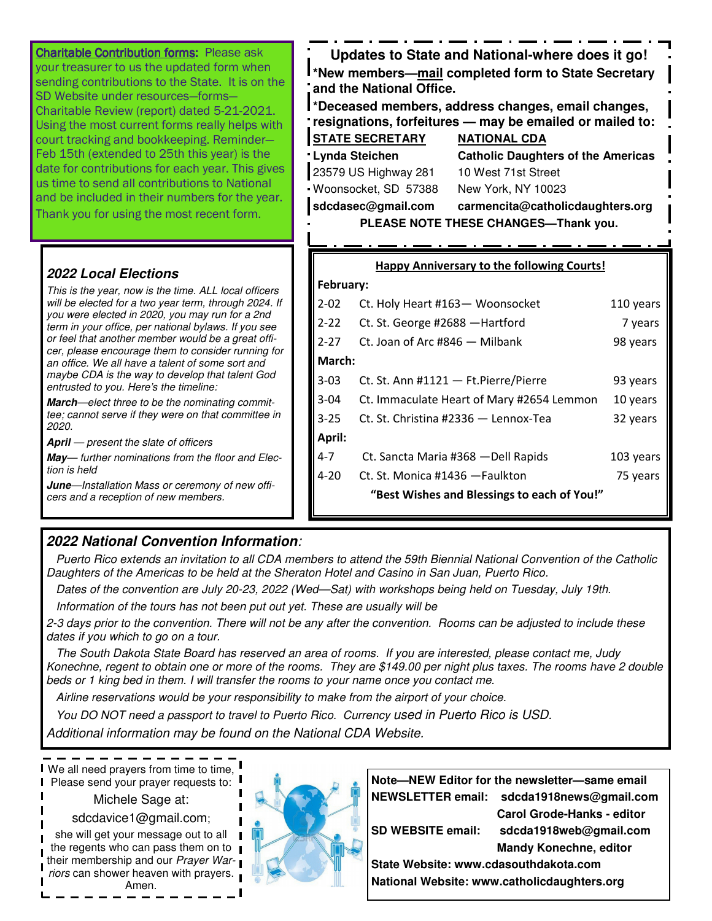**Charitable Contribution forms:** Please ask your treasurer to us the updated form when sending contributions to the State. It is on the SD Website under resources—forms—Charitable Review (report) dated 5-21-2021. Using the most current forms really helps with court tracking and bookkeeping. Reminder—Feb 15th (extended to 25th this year) is the date for contributions for each year. This gives us time to send all contributions to National and be included in their numbers for the year. Thank you for using the most recent form.

## Updates to State and National-where does it go!

**\*New members—mail completed form to State Secretary and the National Office.**

**\*Deceased members, address changes, email changes, resignations, forfeitures — may be emailed or mailed to:**

| **STATE SECRETARY** | **NATIONAL CDA** |
|---|---|
| **Lynda Steichen** | **Catholic Daughters of the Americas** |
| 23579 US Highway 281 | 10 West 71st Street |
| Woonsocket, SD 57388 | New York, NY 10023 |
| **sdcdasec@gmail.com** | **carmencita@catholicdaughters.org** |

**PLEASE NOTE THESE CHANGES—Thank you.**

### *2022 Local Elections*

*This is the year, now is the time. ALL local officers will be elected for a two year term, through 2024. If you were elected in 2020, you may run for a 2nd term in your office, per national bylaws. If you see or feel that another member would be a great officer, please encourage them to consider running for an office. We all have a talent of some sort and maybe CDA is the way to develop that talent God entrusted to you. Here's the timeline:*

***March****—elect three to be the nominating committee; cannot serve if they were on that committee in 2020.*

***April*** *— present the slate of officers*

***May****— further nominations from the floor and Election is held*

***June****—Installation Mass or ceremony of new officers and a reception of new members.*

**Happy Anniversary to the following Courts!**

| | | |
|---|---|---|
| **February:** | | |
| 2-02 | Ct. Holy Heart #163— Woonsocket | 110 years |
| 2-22 | Ct. St. George #2688 —Hartford | 7 years |
| 2-27 | Ct. Joan of Arc #846 — Milbank | 98 years |
| **March:** | | |
| 3-03 | Ct. St. Ann #1121 — Ft.Pierre/Pierre | 93 years |
| 3-04 | Ct. Immaculate Heart of Mary #2654 Lemmon | 10 years |
| 3-25 | Ct. St. Christina #2336 — Lennox-Tea | 32 years |
| **April:** | | |
| 4-7 | Ct. Sancta Maria #368 —Dell Rapids | 103 years |
| 4-20 | Ct. St. Monica #1436 —Faulkton | 75 years |

**"Best Wishes and Blessings to each of You!"**

### *2022 National Convention Information:*

*Puerto Rico extends an invitation to all CDA members to attend the 59th Biennial National Convention of the Catholic Daughters of the Americas to be held at the Sheraton Hotel and Casino in San Juan, Puerto Rico.*

*Dates of the convention are July 20-23, 2022 (Wed—Sat) with workshops being held on Tuesday, July 19th.*

*Information of the tours has not been put out yet. These are usually will be 2-3 days prior to the convention. There will not be any after the convention. Rooms can be adjusted to include these dates if you which to go on a tour.*

*The South Dakota State Board has reserved an area of rooms. If you are interested, please contact me, Judy Konechne, regent to obtain one or more of the rooms. They are $149.00 per night plus taxes. The rooms have 2 double beds or 1 king bed in them. I will transfer the rooms to your name once you contact me.*

*Airline reservations would be your responsibility to make from the airport of your choice.*

*You DO NOT need a passport to travel to Puerto Rico. Currency used in Puerto Rico is USD.*

*Additional information may be found on the National CDA Website.*

We all need prayers from time to time, Please send your prayer requests to:

Michele Sage at:

sdcdavice1@gmail.com;

she will get your message out to all the regents who can pass them on to their membership and our *Prayer Warriors* can shower heaven with prayers. Amen.

**Note—NEW Editor for the newsletter—same email**

**NEWSLETTER email: sdcda1918news@gmail.com**
**Carol Grode-Hanks - editor**

**SD WEBSITE email: sdcda1918web@gmail.com**
**Mandy Konechne, editor**

**State Website: www.cdasouthdakota.com**

**National Website: www.catholicdaughters.org**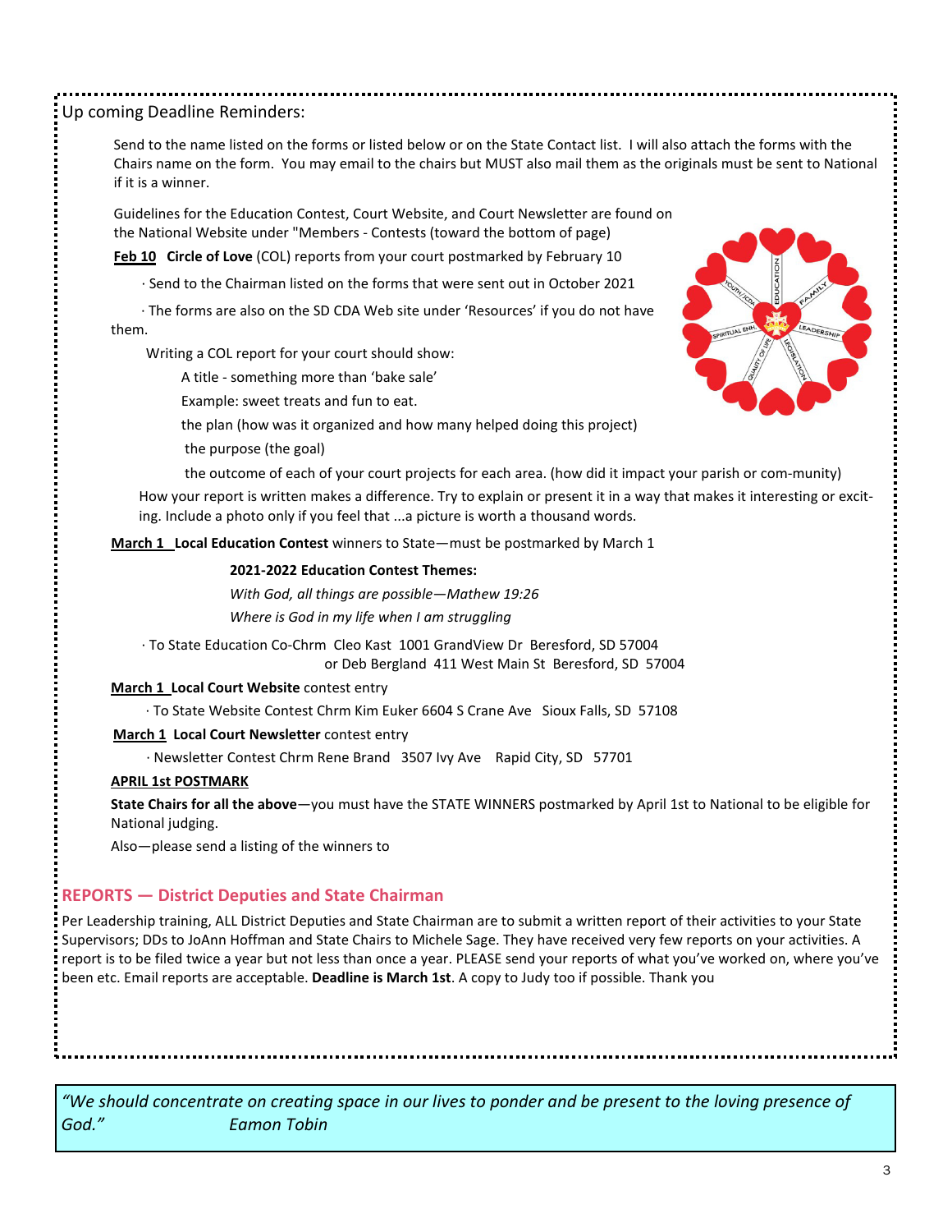Up coming Deadline Reminders:

Send to the name listed on the forms or listed below or on the State Contact list. I will also attach the forms with the Chairs name on the form. You may email to the chairs but MUST also mail them as the originals must be sent to National if it is a winner.

Guidelines for the Education Contest, Court Website, and Court Newsletter are found on the National Website under "Members - Contests (toward the bottom of page)

**Feb 10** **Circle of Love** (COL) reports from your court postmarked by February 10

· Send to the Chairman listed on the forms that were sent out in October 2021

· The forms are also on the SD CDA Web site under 'Resources' if you do not have them.

Writing a COL report for your court should show:

A title - something more than 'bake sale'

Example: sweet treats and fun to eat.

the plan (how was it organized and how many helped doing this project)

the purpose (the goal)

the outcome of each of your court projects for each area. (how did it impact your parish or com-munity)

How your report is written makes a difference. Try to explain or present it in a way that makes it interesting or excit-ing. Include a photo only if you feel that ...a picture is worth a thousand words.

**March 1** **Local Education Contest** winners to State—must be postmarked by March 1

**2021-2022 Education Contest Themes:**

*With God, all things are possible—Mathew 19:26*

*Where is God in my life when I am struggling*

· To State Education Co-Chrm Cleo Kast 1001 GrandView Dr Beresford, SD 57004
or Deb Bergland 411 West Main St Beresford, SD 57004

**March 1** **Local Court Website** contest entry

· To State Website Contest Chrm Kim Euker 6604 S Crane Ave Sioux Falls, SD 57108

**March 1** **Local Court Newsletter** contest entry

· Newsletter Contest Chrm Rene Brand 3507 Ivy Ave Rapid City, SD 57701

**APRIL 1st POSTMARK**

**State Chairs for all the above**—you must have the STATE WINNERS postmarked by April 1st to National to be eligible for National judging.

Also—please send a listing of the winners to

## REPORTS — District Deputies and State Chairman

Per Leadership training, ALL District Deputies and State Chairman are to submit a written report of their activities to your State Supervisors; DDs to JoAnn Hoffman and State Chairs to Michele Sage. They have received very few reports on your activities. A report is to be filed twice a year but not less than once a year. PLEASE send your reports of what you've worked on, where you've been etc. Email reports are acceptable. **Deadline is March 1st**. A copy to Judy too if possible. Thank you

*"We should concentrate on creating space in our lives to ponder and be present to the loving presence of God."* *Eamon Tobin*